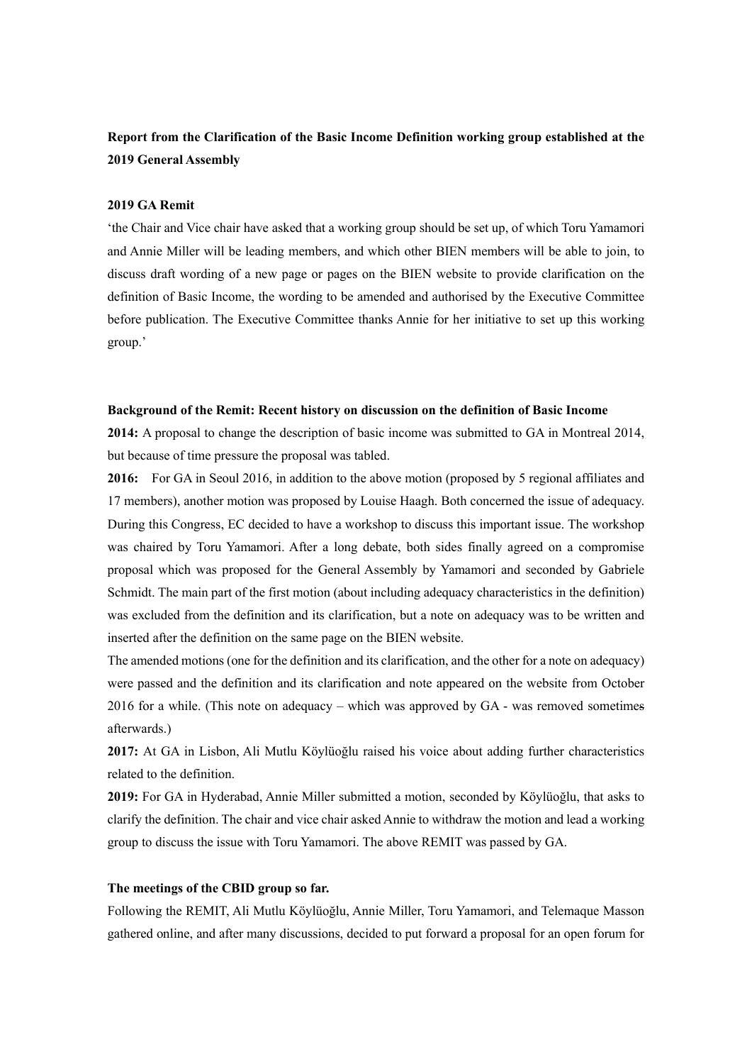**Report from the Clarification of the Basic Income Definition working group established at the 2019 General Assembly**

**2019 GA Remit**

'the Chair and Vice chair have asked that a working group should be set up, of which Toru Yamamori and Annie Miller will be leading members, and which other BIEN members will be able to join, to discuss draft wording of a new page or pages on the BIEN website to provide clarification on the definition of Basic Income, the wording to be amended and authorised by the Executive Committee before publication. The Executive Committee thanks Annie for her initiative to set up this working group.'

**Background of the Remit: Recent history on discussion on the definition of Basic Income**

**2014:** A proposal to change the description of basic income was submitted to GA in Montreal 2014, but because of time pressure the proposal was tabled.

**2016:** For GA in Seoul 2016, in addition to the above motion (proposed by 5 regional affiliates and 17 members), another motion was proposed by Louise Haagh. Both concerned the issue of adequacy. During this Congress, EC decided to have a workshop to discuss this important issue. The workshop was chaired by Toru Yamamori. After a long debate, both sides finally agreed on a compromise proposal which was proposed for the General Assembly by Yamamori and seconded by Gabriele Schmidt. The main part of the first motion (about including adequacy characteristics in the definition) was excluded from the definition and its clarification, but a note on adequacy was to be written and inserted after the definition on the same page on the BIEN website.

The amended motions (one for the definition and its clarification, and the other for a note on adequacy) were passed and the definition and its clarification and note appeared on the website from October 2016 for a while. (This note on adequacy – which was approved by GA - was removed ~~sometimes~~ sometime afterwards.)

**2017:** At GA in Lisbon, Ali Mutlu Köylüoğlu raised his voice about adding further characteristics related to the definition.

**2019:** For GA in Hyderabad, Annie Miller submitted a motion, seconded by Köylüoğlu, that asks to clarify the definition. The chair and vice chair asked Annie to withdraw the motion and lead a working group to discuss the issue with Toru Yamamori. The above REMIT was passed by GA.

**The meetings of the CBID group so far.**

Following the REMIT, Ali Mutlu Köylüoğlu, Annie Miller, Toru Yamamori, and Telemaque Masson gathered online, and after many discussions, decided to put forward a proposal for an open forum for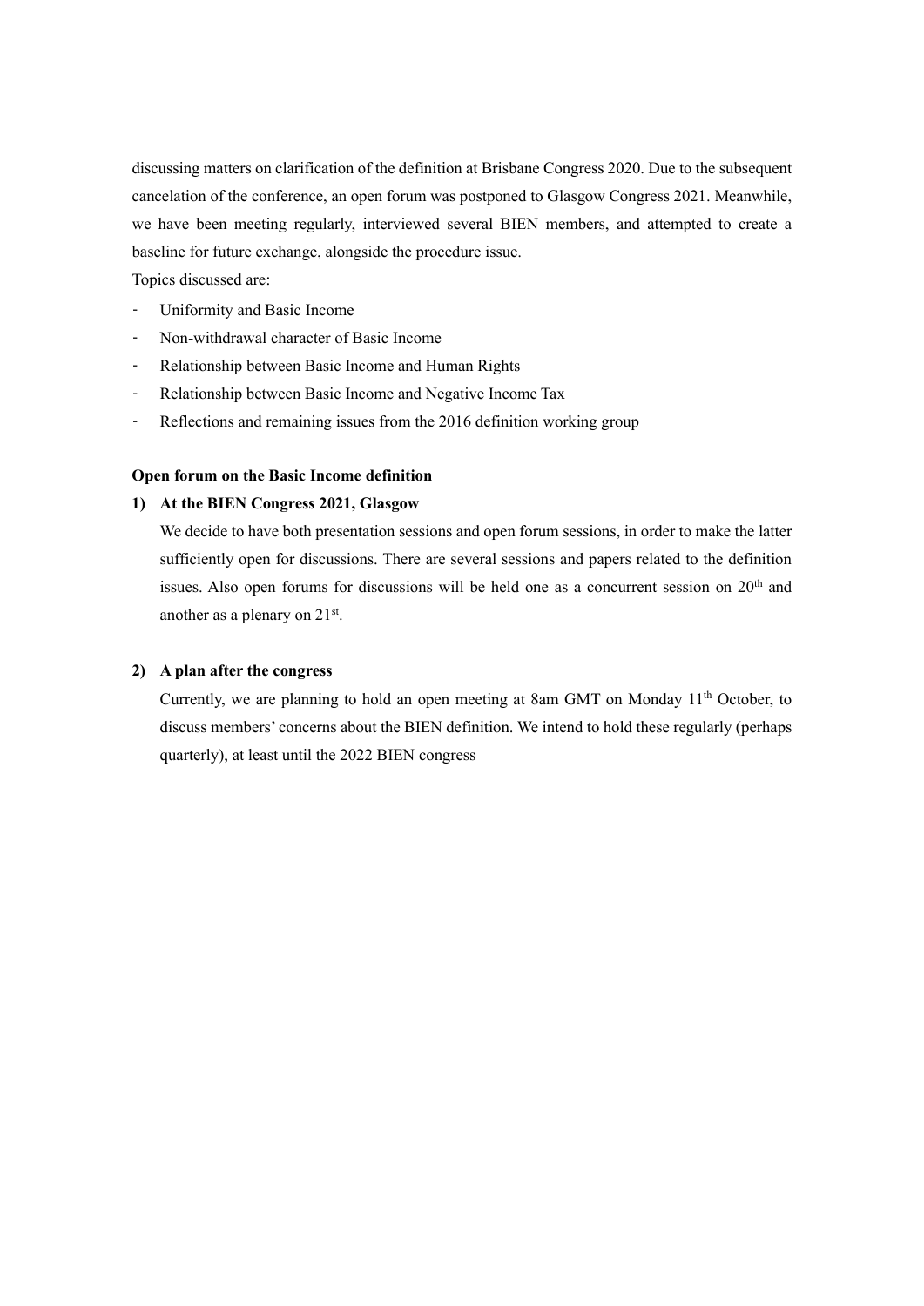discussing matters on clarification of the definition at Brisbane Congress 2020. Due to the subsequent cancelation of the conference, an open forum was postponed to Glasgow Congress 2021. Meanwhile, we have been meeting regularly, interviewed several BIEN members, and attempted to create a baseline for future exchange, alongside the procedure issue.

Topics discussed are:

- Uniformity and Basic Income
- Non-withdrawal character of Basic Income
- Relationship between Basic Income and Human Rights
- Relationship between Basic Income and Negative Income Tax
- Reflections and remaining issues from the 2016 definition working group

**Open forum on the Basic Income definition**

**1) At the BIEN Congress 2021, Glasgow**

We decide to have both presentation sessions and open forum sessions, in order to make the latter sufficiently open for discussions. There are several sessions and papers related to the definition issues. Also open forums for discussions will be held one as a concurrent session on 20th and another as a plenary on 21st.

**2) A plan after the congress**

Currently, we are planning to hold an open meeting at 8am GMT on Monday 11th October, to discuss members' concerns about the BIEN definition. We intend to hold these regularly (perhaps quarterly), at least until the 2022 BIEN congress